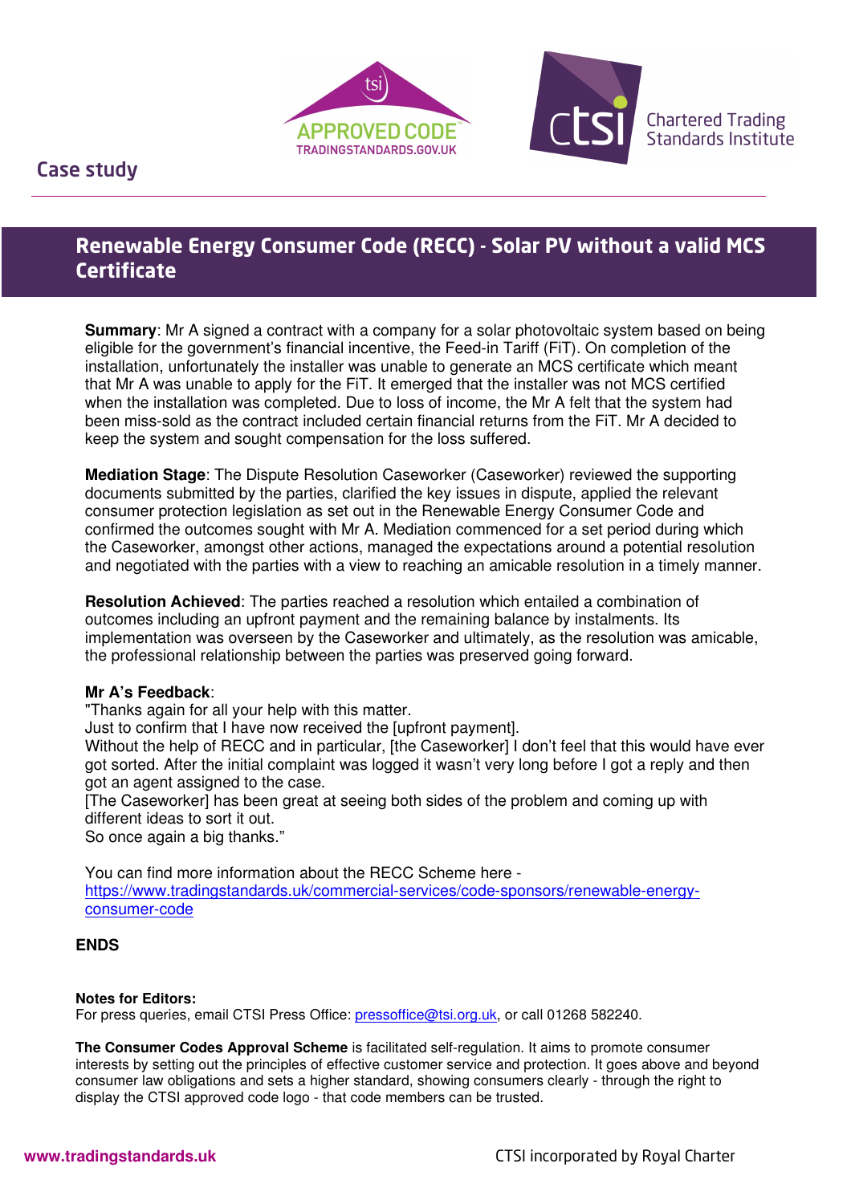Case study

# Renewable Energy Consumer Code (RECC) - Solar PV without a valid MCS Certificate

**Summary**: Mr A signed a contract with a company for a solar photovoltaic system based on being eligible for the government's financial incentive, the Feed-in Tariff (FiT). On completion of the installation, unfortunately the installer was unable to generate an MCS certificate which meant that Mr A was unable to apply for the FiT. It emerged that the installer was not MCS certified when the installation was completed. Due to loss of income, the Mr A felt that the system had been miss-sold as the contract included certain financial returns from the FiT. Mr A decided to keep the system and sought compensation for the loss suffered.

**Mediation Stage**: The Dispute Resolution Caseworker (Caseworker) reviewed the supporting documents submitted by the parties, clarified the key issues in dispute, applied the relevant consumer protection legislation as set out in the Renewable Energy Consumer Code and confirmed the outcomes sought with Mr A. Mediation commenced for a set period during which the Caseworker, amongst other actions, managed the expectations around a potential resolution and negotiated with the parties with a view to reaching an amicable resolution in a timely manner.

**Resolution Achieved**: The parties reached a resolution which entailed a combination of outcomes including an upfront payment and the remaining balance by instalments. Its implementation was overseen by the Caseworker and ultimately, as the resolution was amicable, the professional relationship between the parties was preserved going forward.

**Mr A's Feedback**:
"Thanks again for all your help with this matter.
Just to confirm that I have now received the [upfront payment].
Without the help of RECC and in particular, [the Caseworker] I don't feel that this would have ever got sorted. After the initial complaint was logged it wasn't very long before I got a reply and then got an agent assigned to the case.
[The Caseworker] has been great at seeing both sides of the problem and coming up with different ideas to sort it out.
So once again a big thanks."

You can find more information about the RECC Scheme here - [https://www.tradingstandards.uk/commercial-services/code-sponsors/renewable-energy-consumer-code](https://www.tradingstandards.uk/commercial-services/code-sponsors/renewable-energy-consumer-code)

**ENDS**

**Notes for Editors:**
For press queries, email CTSI Press Office: pressoffice@tsi.org.uk, or call 01268 582240.

**The Consumer Codes Approval Scheme** is facilitated self-regulation. It aims to promote consumer interests by setting out the principles of effective customer service and protection. It goes above and beyond consumer law obligations and sets a higher standard, showing consumers clearly - through the right to display the CTSI approved code logo - that code members can be trusted.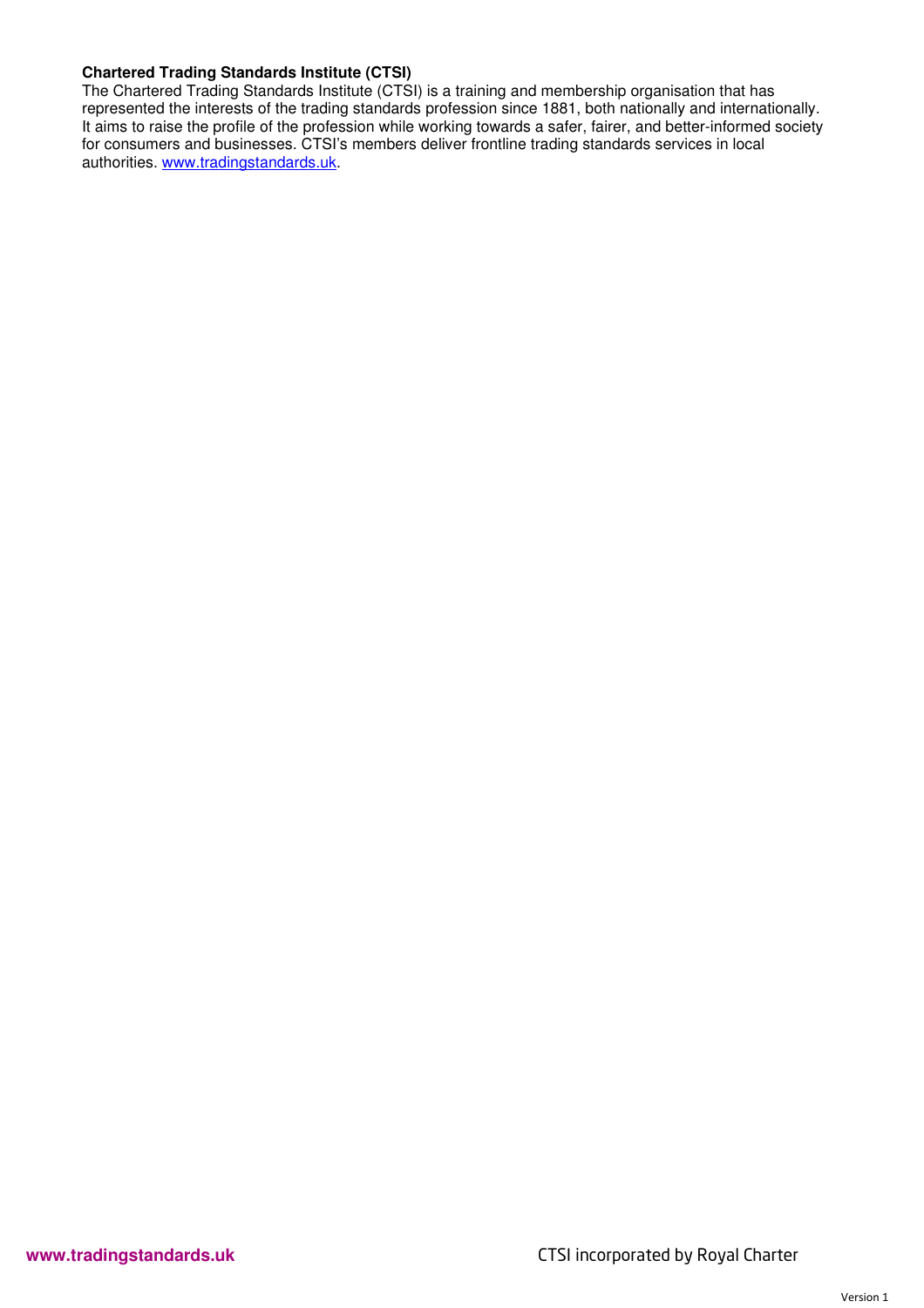**Chartered Trading Standards Institute (CTSI)**

The Chartered Trading Standards Institute (CTSI) is a training and membership organisation that has represented the interests of the trading standards profession since 1881, both nationally and internationally. It aims to raise the profile of the profession while working towards a safer, fairer, and better-informed society for consumers and businesses. CTSI's members deliver frontline trading standards services in local authorities. [www.tradingstandards.uk](http://www.tradingstandards.uk).